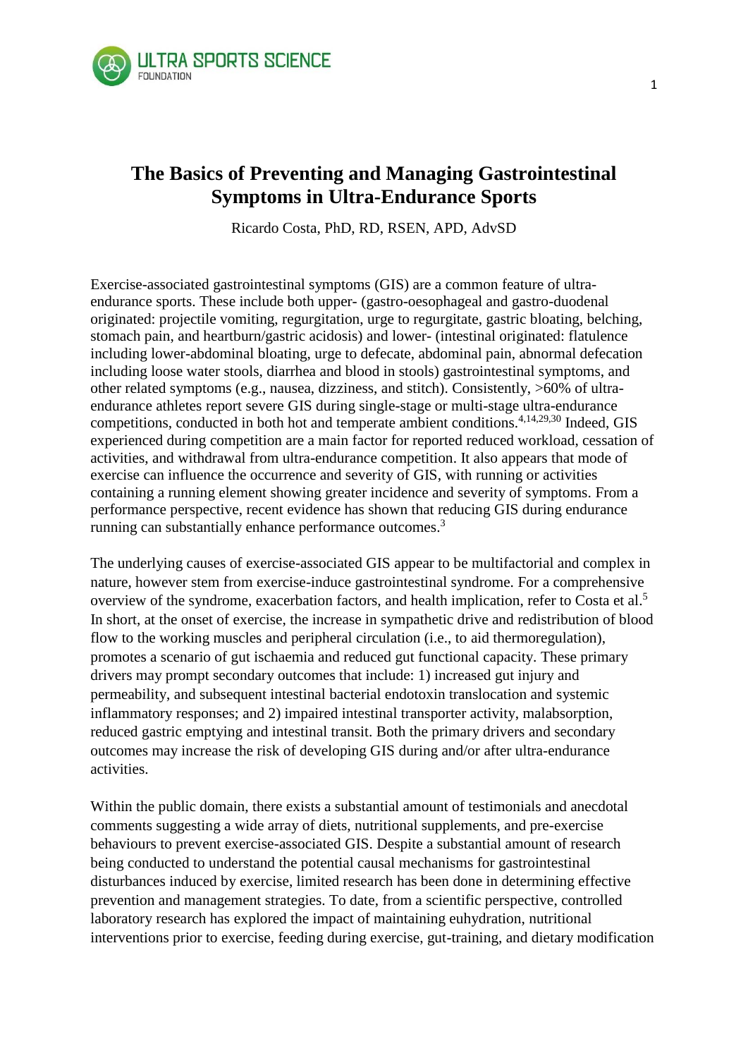# The Basics of Preventing and Managing Gastrointestinal Symptoms in Ultra-Endurance Sports

Ricardo Costa, PhD, RD, RSEN, APD, AdvSD

Exercise-associated gastrointestinal symptoms (GIS) are a common feature of ultra-endurance sports. These include both upper- (gastro-oesophageal and gastro-duodenal originated: projectile vomiting, regurgitation, urge to regurgitate, gastric bloating, belching, stomach pain, and heartburn/gastric acidosis) and lower- (intestinal originated: flatulence including lower-abdominal bloating, urge to defecate, abdominal pain, abnormal defecation including loose water stools, diarrhea and blood in stools) gastrointestinal symptoms, and other related symptoms (e.g., nausea, dizziness, and stitch). Consistently, >60% of ultra-endurance athletes report severe GIS during single-stage or multi-stage ultra-endurance competitions, conducted in both hot and temperate ambient conditions.[4,14,29,30] Indeed, GIS experienced during competition are a main factor for reported reduced workload, cessation of activities, and withdrawal from ultra-endurance competition. It also appears that mode of exercise can influence the occurrence and severity of GIS, with running or activities containing a running element showing greater incidence and severity of symptoms. From a performance perspective, recent evidence has shown that reducing GIS during endurance running can substantially enhance performance outcomes.[3]

The underlying causes of exercise-associated GIS appear to be multifactorial and complex in nature, however stem from exercise-induce gastrointestinal syndrome. For a comprehensive overview of the syndrome, exacerbation factors, and health implication, refer to Costa et al.[5] In short, at the onset of exercise, the increase in sympathetic drive and redistribution of blood flow to the working muscles and peripheral circulation (i.e., to aid thermoregulation), promotes a scenario of gut ischaemia and reduced gut functional capacity. These primary drivers may prompt secondary outcomes that include: 1) increased gut injury and permeability, and subsequent intestinal bacterial endotoxin translocation and systemic inflammatory responses; and 2) impaired intestinal transporter activity, malabsorption, reduced gastric emptying and intestinal transit. Both the primary drivers and secondary outcomes may increase the risk of developing GIS during and/or after ultra-endurance activities.

Within the public domain, there exists a substantial amount of testimonials and anecdotal comments suggesting a wide array of diets, nutritional supplements, and pre-exercise behaviours to prevent exercise-associated GIS. Despite a substantial amount of research being conducted to understand the potential causal mechanisms for gastrointestinal disturbances induced by exercise, limited research has been done in determining effective prevention and management strategies. To date, from a scientific perspective, controlled laboratory research has explored the impact of maintaining euhydration, nutritional interventions prior to exercise, feeding during exercise, gut-training, and dietary modification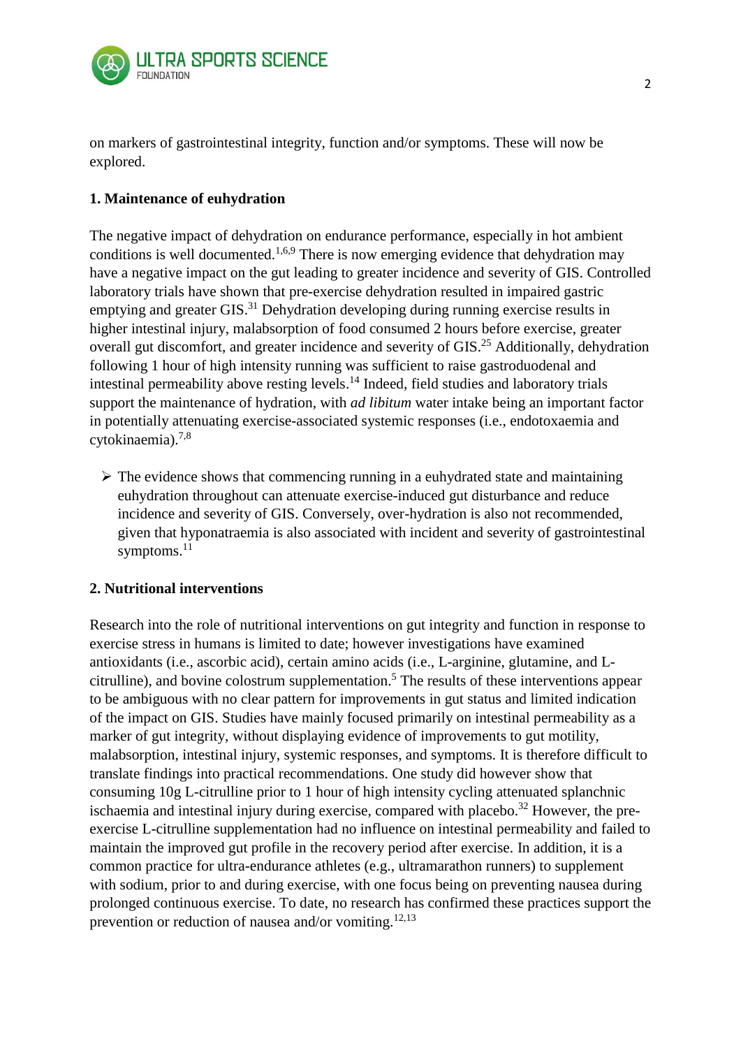on markers of gastrointestinal integrity, function and/or symptoms. These will now be explored.

**1. Maintenance of euhydration**

The negative impact of dehydration on endurance performance, especially in hot ambient conditions is well documented.[1,6,9] There is now emerging evidence that dehydration may have a negative impact on the gut leading to greater incidence and severity of GIS. Controlled laboratory trials have shown that pre-exercise dehydration resulted in impaired gastric emptying and greater GIS.[31] Dehydration developing during running exercise results in higher intestinal injury, malabsorption of food consumed 2 hours before exercise, greater overall gut discomfort, and greater incidence and severity of GIS.[25] Additionally, dehydration following 1 hour of high intensity running was sufficient to raise gastroduodenal and intestinal permeability above resting levels.[14] Indeed, field studies and laboratory trials support the maintenance of hydration, with *ad libitum* water intake being an important factor in potentially attenuating exercise-associated systemic responses (i.e., endotoxaemia and cytokinaemia).[7,8]

- The evidence shows that commencing running in a euhydrated state and maintaining euhydration throughout can attenuate exercise-induced gut disturbance and reduce incidence and severity of GIS. Conversely, over-hydration is also not recommended, given that hyponatraemia is also associated with incident and severity of gastrointestinal symptoms.[11]

**2. Nutritional interventions**

Research into the role of nutritional interventions on gut integrity and function in response to exercise stress in humans is limited to date; however investigations have examined antioxidants (i.e., ascorbic acid), certain amino acids (i.e., L-arginine, glutamine, and L-citrulline), and bovine colostrum supplementation.[5] The results of these interventions appear to be ambiguous with no clear pattern for improvements in gut status and limited indication of the impact on GIS. Studies have mainly focused primarily on intestinal permeability as a marker of gut integrity, without displaying evidence of improvements to gut motility, malabsorption, intestinal injury, systemic responses, and symptoms. It is therefore difficult to translate findings into practical recommendations. One study did however show that consuming 10g L-citrulline prior to 1 hour of high intensity cycling attenuated splanchnic ischaemia and intestinal injury during exercise, compared with placebo.[32] However, the pre-exercise L-citrulline supplementation had no influence on intestinal permeability and failed to maintain the improved gut profile in the recovery period after exercise. In addition, it is a common practice for ultra-endurance athletes (e.g., ultramarathon runners) to supplement with sodium, prior to and during exercise, with one focus being on preventing nausea during prolonged continuous exercise. To date, no research has confirmed these practices support the prevention or reduction of nausea and/or vomiting.[12,13]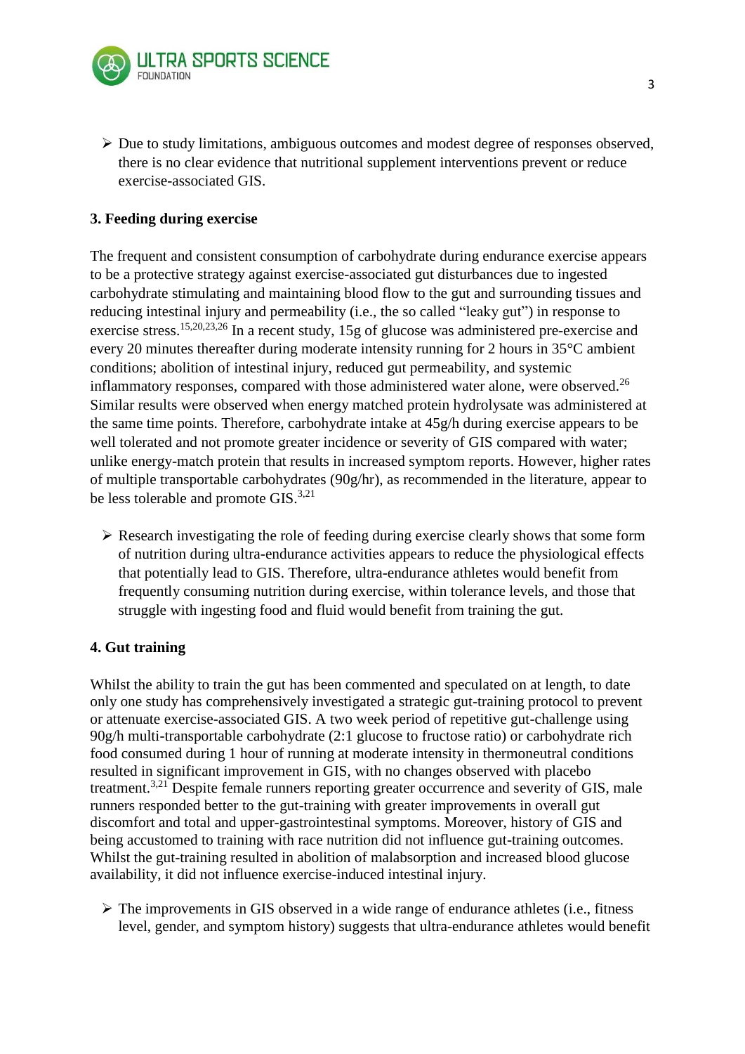- Due to study limitations, ambiguous outcomes and modest degree of responses observed, there is no clear evidence that nutritional supplement interventions prevent or reduce exercise-associated GIS.

## 3. Feeding during exercise

The frequent and consistent consumption of carbohydrate during endurance exercise appears to be a protective strategy against exercise-associated gut disturbances due to ingested carbohydrate stimulating and maintaining blood flow to the gut and surrounding tissues and reducing intestinal injury and permeability (i.e., the so called "leaky gut") in response to exercise stress.[15,20,23,26] In a recent study, 15g of glucose was administered pre-exercise and every 20 minutes thereafter during moderate intensity running for 2 hours in 35°C ambient conditions; abolition of intestinal injury, reduced gut permeability, and systemic inflammatory responses, compared with those administered water alone, were observed.[26] Similar results were observed when energy matched protein hydrolysate was administered at the same time points. Therefore, carbohydrate intake at 45g/h during exercise appears to be well tolerated and not promote greater incidence or severity of GIS compared with water; unlike energy-match protein that results in increased symptom reports. However, higher rates of multiple transportable carbohydrates (90g/hr), as recommended in the literature, appear to be less tolerable and promote GIS.[3,21]

- Research investigating the role of feeding during exercise clearly shows that some form of nutrition during ultra-endurance activities appears to reduce the physiological effects that potentially lead to GIS. Therefore, ultra-endurance athletes would benefit from frequently consuming nutrition during exercise, within tolerance levels, and those that struggle with ingesting food and fluid would benefit from training the gut.

## 4. Gut training

Whilst the ability to train the gut has been commented and speculated on at length, to date only one study has comprehensively investigated a strategic gut-training protocol to prevent or attenuate exercise-associated GIS. A two week period of repetitive gut-challenge using 90g/h multi-transportable carbohydrate (2:1 glucose to fructose ratio) or carbohydrate rich food consumed during 1 hour of running at moderate intensity in thermoneutral conditions resulted in significant improvement in GIS, with no changes observed with placebo treatment.[3,21] Despite female runners reporting greater occurrence and severity of GIS, male runners responded better to the gut-training with greater improvements in overall gut discomfort and total and upper-gastrointestinal symptoms. Moreover, history of GIS and being accustomed to training with race nutrition did not influence gut-training outcomes. Whilst the gut-training resulted in abolition of malabsorption and increased blood glucose availability, it did not influence exercise-induced intestinal injury.

- The improvements in GIS observed in a wide range of endurance athletes (i.e., fitness level, gender, and symptom history) suggests that ultra-endurance athletes would benefit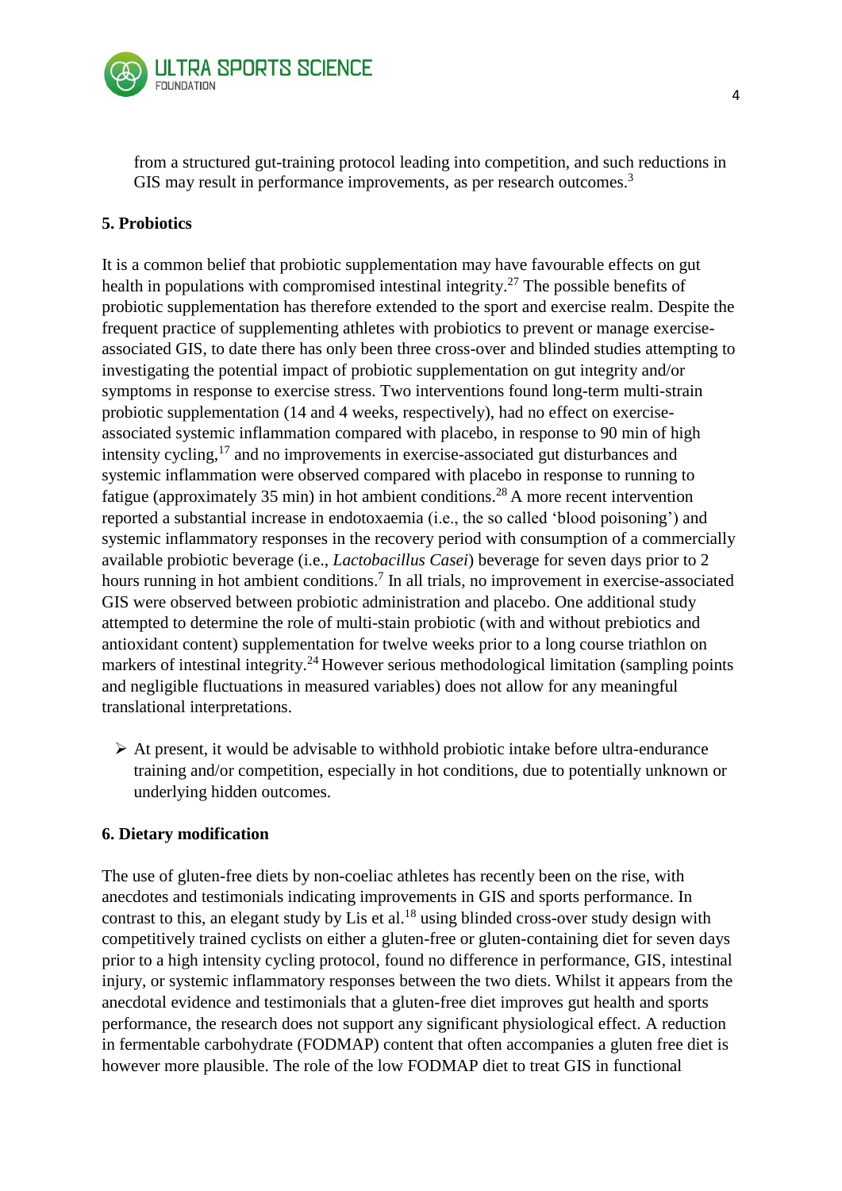from a structured gut-training protocol leading into competition, and such reductions in GIS may result in performance improvements, as per research outcomes.[3]

**5. Probiotics**

It is a common belief that probiotic supplementation may have favourable effects on gut health in populations with compromised intestinal integrity.[27] The possible benefits of probiotic supplementation has therefore extended to the sport and exercise realm. Despite the frequent practice of supplementing athletes with probiotics to prevent or manage exercise-associated GIS, to date there has only been three cross-over and blinded studies attempting to investigating the potential impact of probiotic supplementation on gut integrity and/or symptoms in response to exercise stress. Two interventions found long-term multi-strain probiotic supplementation (14 and 4 weeks, respectively), had no effect on exercise-associated systemic inflammation compared with placebo, in response to 90 min of high intensity cycling,[17] and no improvements in exercise-associated gut disturbances and systemic inflammation were observed compared with placebo in response to running to fatigue (approximately 35 min) in hot ambient conditions.[28] A more recent intervention reported a substantial increase in endotoxaemia (i.e., the so called 'blood poisoning') and systemic inflammatory responses in the recovery period with consumption of a commercially available probiotic beverage (i.e., *Lactobacillus Casei*) beverage for seven days prior to 2 hours running in hot ambient conditions.[7] In all trials, no improvement in exercise-associated GIS were observed between probiotic administration and placebo. One additional study attempted to determine the role of multi-stain probiotic (with and without prebiotics and antioxidant content) supplementation for twelve weeks prior to a long course triathlon on markers of intestinal integrity.[24] However serious methodological limitation (sampling points and negligible fluctuations in measured variables) does not allow for any meaningful translational interpretations.

- At present, it would be advisable to withhold probiotic intake before ultra-endurance training and/or competition, especially in hot conditions, due to potentially unknown or underlying hidden outcomes.

**6. Dietary modification**

The use of gluten-free diets by non-coeliac athletes has recently been on the rise, with anecdotes and testimonials indicating improvements in GIS and sports performance. In contrast to this, an elegant study by Lis et al.[18] using blinded cross-over study design with competitively trained cyclists on either a gluten-free or gluten-containing diet for seven days prior to a high intensity cycling protocol, found no difference in performance, GIS, intestinal injury, or systemic inflammatory responses between the two diets. Whilst it appears from the anecdotal evidence and testimonials that a gluten-free diet improves gut health and sports performance, the research does not support any significant physiological effect. A reduction in fermentable carbohydrate (FODMAP) content that often accompanies a gluten free diet is however more plausible. The role of the low FODMAP diet to treat GIS in functional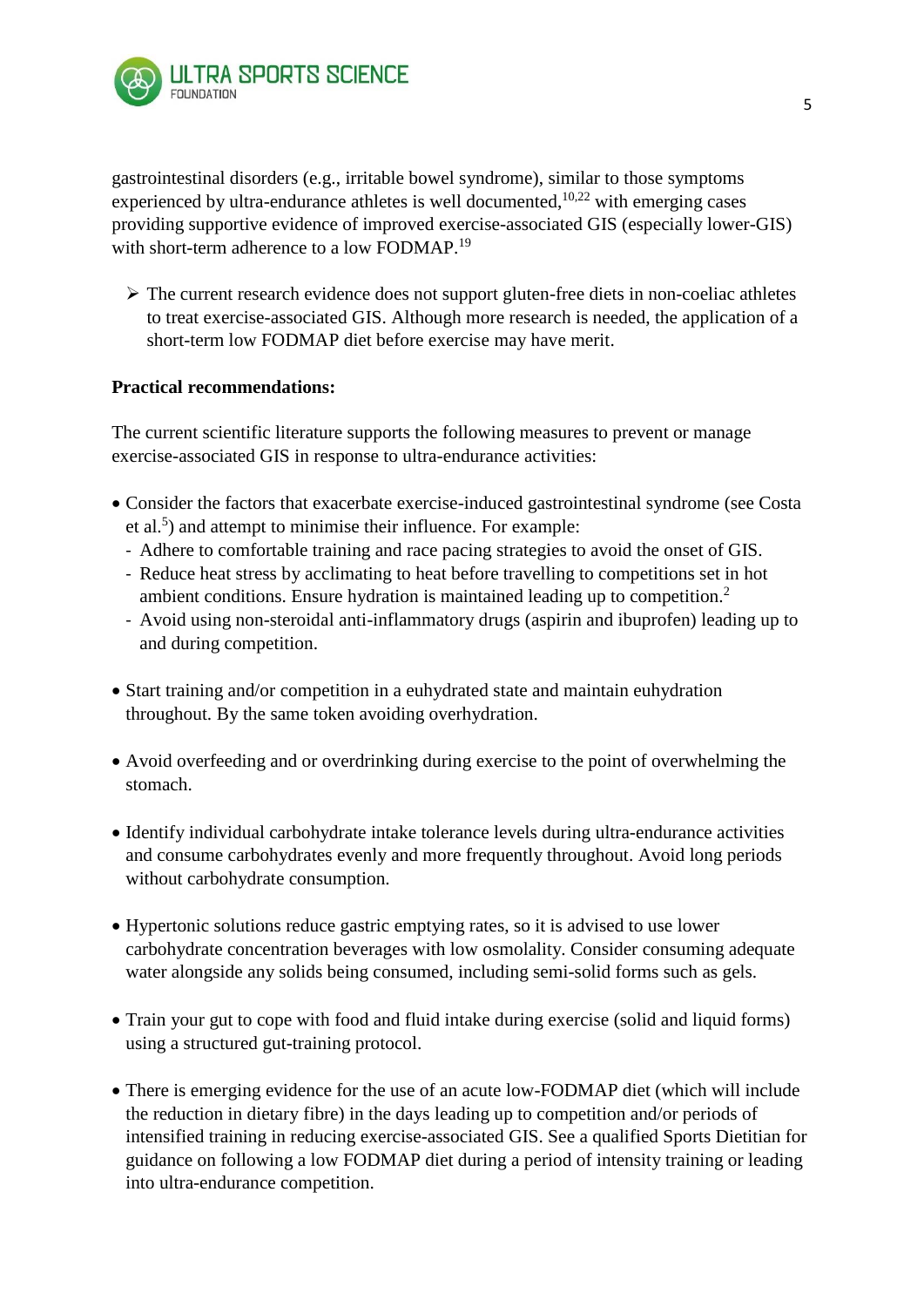gastrointestinal disorders (e.g., irritable bowel syndrome), similar to those symptoms experienced by ultra-endurance athletes is well documented,[10,22] with emerging cases providing supportive evidence of improved exercise-associated GIS (especially lower-GIS) with short-term adherence to a low FODMAP.[19]

- ➢ The current research evidence does not support gluten-free diets in non-coeliac athletes to treat exercise-associated GIS. Although more research is needed, the application of a short-term low FODMAP diet before exercise may have merit.

**Practical recommendations:**

The current scientific literature supports the following measures to prevent or manage exercise-associated GIS in response to ultra-endurance activities:

- Consider the factors that exacerbate exercise-induced gastrointestinal syndrome (see Costa et al.[5]) and attempt to minimise their influence. For example:
  - Adhere to comfortable training and race pacing strategies to avoid the onset of GIS.
  - Reduce heat stress by acclimating to heat before travelling to competitions set in hot ambient conditions. Ensure hydration is maintained leading up to competition.[2]
  - Avoid using non-steroidal anti-inflammatory drugs (aspirin and ibuprofen) leading up to and during competition.

- Start training and/or competition in a euhydrated state and maintain euhydration throughout. By the same token avoiding overhydration.

- Avoid overfeeding and or overdrinking during exercise to the point of overwhelming the stomach.

- Identify individual carbohydrate intake tolerance levels during ultra-endurance activities and consume carbohydrates evenly and more frequently throughout. Avoid long periods without carbohydrate consumption.

- Hypertonic solutions reduce gastric emptying rates, so it is advised to use lower carbohydrate concentration beverages with low osmolality. Consider consuming adequate water alongside any solids being consumed, including semi-solid forms such as gels.

- Train your gut to cope with food and fluid intake during exercise (solid and liquid forms) using a structured gut-training protocol.

- There is emerging evidence for the use of an acute low-FODMAP diet (which will include the reduction in dietary fibre) in the days leading up to competition and/or periods of intensified training in reducing exercise-associated GIS. See a qualified Sports Dietitian for guidance on following a low FODMAP diet during a period of intensity training or leading into ultra-endurance competition.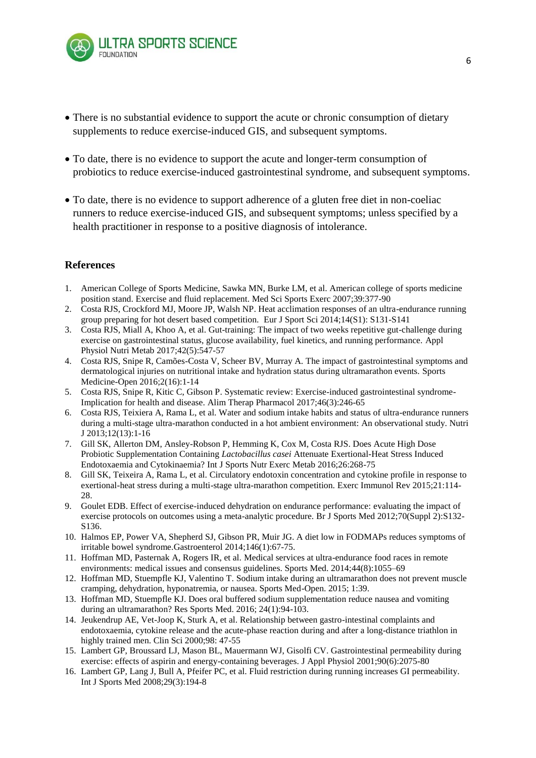- There is no substantial evidence to support the acute or chronic consumption of dietary supplements to reduce exercise-induced GIS, and subsequent symptoms.

- To date, there is no evidence to support the acute and longer-term consumption of probiotics to reduce exercise-induced gastrointestinal syndrome, and subsequent symptoms.

- To date, there is no evidence to support adherence of a gluten free diet in non-coeliac runners to reduce exercise-induced GIS, and subsequent symptoms; unless specified by a health practitioner in response to a positive diagnosis of intolerance.

## References

1. American College of Sports Medicine, Sawka MN, Burke LM, et al. American college of sports medicine position stand. Exercise and fluid replacement. Med Sci Sports Exerc 2007;39:377-90
2. Costa RJS, Crockford MJ, Moore JP, Walsh NP. Heat acclimation responses of an ultra-endurance running group preparing for hot desert based competition. Eur J Sport Sci 2014;14(S1): S131-S141
3. Costa RJS, Miall A, Khoo A, et al. Gut-training: The impact of two weeks repetitive gut-challenge during exercise on gastrointestinal status, glucose availability, fuel kinetics, and running performance. Appl Physiol Nutri Metab 2017;42(5):547-57
4. Costa RJS, Snipe R, Camões-Costa V, Scheer BV, Murray A. The impact of gastrointestinal symptoms and dermatological injuries on nutritional intake and hydration status during ultramarathon events. Sports Medicine-Open 2016;2(16):1-14
5. Costa RJS, Snipe R, Kitic C, Gibson P. Systematic review: Exercise-induced gastrointestinal syndrome-Implication for health and disease. Alim Therap Pharmacol 2017;46(3):246-65
6. Costa RJS, Teixeira A, Rama L, et al. Water and sodium intake habits and status of ultra-endurance runners during a multi-stage ultra-marathon conducted in a hot ambient environment: An observational study. Nutri J 2013;12(13):1-16
7. Gill SK, Allerton DM, Ansley-Robson P, Hemming K, Cox M, Costa RJS. Does Acute High Dose Probiotic Supplementation Containing *Lactobacillus casei* Attenuate Exertional-Heat Stress Induced Endotoxaemia and Cytokinaemia? Int J Sports Nutr Exerc Metab 2016;26:268-75
8. Gill SK, Teixeira A, Rama L, et al. Circulatory endotoxin concentration and cytokine profile in response to exertional-heat stress during a multi-stage ultra-marathon competition. Exerc Immunol Rev 2015;21:114-28.
9. Goulet EDB. Effect of exercise-induced dehydration on endurance performance: evaluating the impact of exercise protocols on outcomes using a meta-analytic procedure. Br J Sports Med 2012;70(Suppl 2):S132-S136.
10. Halmos EP, Power VA, Shepherd SJ, Gibson PR, Muir JG. A diet low in FODMAPs reduces symptoms of irritable bowel syndrome.Gastroenterol 2014;146(1):67-75.
11. Hoffman MD, Pasternak A, Rogers IR, et al. Medical services at ultra-endurance food races in remote environments: medical issues and consensus guidelines. Sports Med. 2014;44(8):1055–69
12. Hoffman MD, Stuempfle KJ, Valentino T. Sodium intake during an ultramarathon does not prevent muscle cramping, dehydration, hyponatremia, or nausea. Sports Med-Open. 2015; 1:39.
13. Hoffman MD, Stuempfle KJ. Does oral buffered sodium supplementation reduce nausea and vomiting during an ultramarathon? Res Sports Med. 2016; 24(1):94-103.
14. Jeukendrup AE, Vet-Joop K, Sturk A, et al. Relationship between gastro-intestinal complaints and endotoxaemia, cytokine release and the acute-phase reaction during and after a long-distance triathlon in highly trained men. Clin Sci 2000;98: 47-55
15. Lambert GP, Broussard LJ, Mason BL, Mauermann WJ, Gisolfi CV. Gastrointestinal permeability during exercise: effects of aspirin and energy-containing beverages. J Appl Physiol 2001;90(6):2075-80
16. Lambert GP, Lang J, Bull A, Pfeifer PC, et al. Fluid restriction during running increases GI permeability. Int J Sports Med 2008;29(3):194-8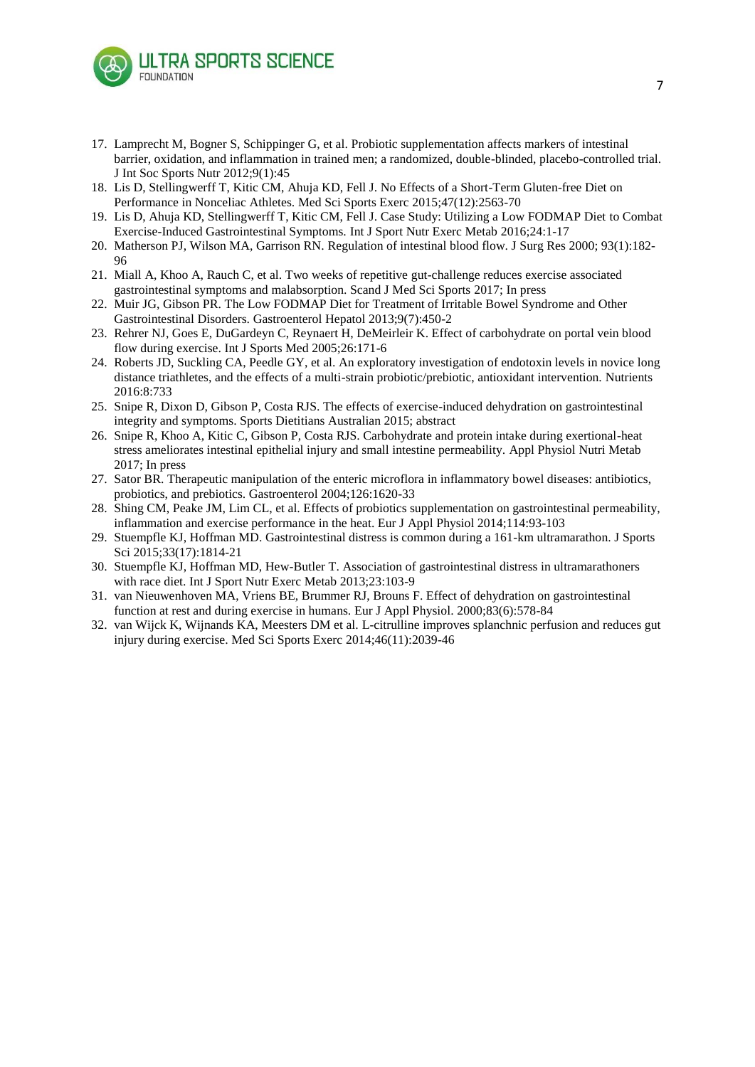17. Lamprecht M, Bogner S, Schippinger G, et al. Probiotic supplementation affects markers of intestinal barrier, oxidation, and inflammation in trained men; a randomized, double-blinded, placebo-controlled trial. J Int Soc Sports Nutr 2012;9(1):45
18. Lis D, Stellingwerff T, Kitic CM, Ahuja KD, Fell J. No Effects of a Short-Term Gluten-free Diet on Performance in Nonceliac Athletes. Med Sci Sports Exerc 2015;47(12):2563-70
19. Lis D, Ahuja KD, Stellingwerff T, Kitic CM, Fell J. Case Study: Utilizing a Low FODMAP Diet to Combat Exercise-Induced Gastrointestinal Symptoms. Int J Sport Nutr Exerc Metab 2016;24:1-17
20. Matherson PJ, Wilson MA, Garrison RN. Regulation of intestinal blood flow. J Surg Res 2000; 93(1):182-96
21. Miall A, Khoo A, Rauch C, et al. Two weeks of repetitive gut-challenge reduces exercise associated gastrointestinal symptoms and malabsorption. Scand J Med Sci Sports 2017; In press
22. Muir JG, Gibson PR. The Low FODMAP Diet for Treatment of Irritable Bowel Syndrome and Other Gastrointestinal Disorders. Gastroenterol Hepatol 2013;9(7):450-2
23. Rehrer NJ, Goes E, DuGardeyn C, Reynaert H, DeMeirleir K. Effect of carbohydrate on portal vein blood flow during exercise. Int J Sports Med 2005;26:171-6
24. Roberts JD, Suckling CA, Peedle GY, et al. An exploratory investigation of endotoxin levels in novice long distance triathletes, and the effects of a multi-strain probiotic/prebiotic, antioxidant intervention. Nutrients 2016:8:733
25. Snipe R, Dixon D, Gibson P, Costa RJS. The effects of exercise-induced dehydration on gastrointestinal integrity and symptoms. Sports Dietitians Australian 2015; abstract
26. Snipe R, Khoo A, Kitic C, Gibson P, Costa RJS. Carbohydrate and protein intake during exertional-heat stress ameliorates intestinal epithelial injury and small intestine permeability. Appl Physiol Nutri Metab 2017; In press
27. Sator BR. Therapeutic manipulation of the enteric microflora in inflammatory bowel diseases: antibiotics, probiotics, and prebiotics. Gastroenterol 2004;126:1620-33
28. Shing CM, Peake JM, Lim CL, et al. Effects of probiotics supplementation on gastrointestinal permeability, inflammation and exercise performance in the heat. Eur J Appl Physiol 2014;114:93-103
29. Stuempfle KJ, Hoffman MD. Gastrointestinal distress is common during a 161-km ultramarathon. J Sports Sci 2015;33(17):1814-21
30. Stuempfle KJ, Hoffman MD, Hew-Butler T. Association of gastrointestinal distress in ultramarathoners with race diet. Int J Sport Nutr Exerc Metab 2013;23:103-9
31. van Nieuwenhoven MA, Vriens BE, Brummer RJ, Brouns F. Effect of dehydration on gastrointestinal function at rest and during exercise in humans. Eur J Appl Physiol. 2000;83(6):578-84
32. van Wijck K, Wijnands KA, Meesters DM et al. L-citrulline improves splanchnic perfusion and reduces gut injury during exercise. Med Sci Sports Exerc 2014;46(11):2039-46